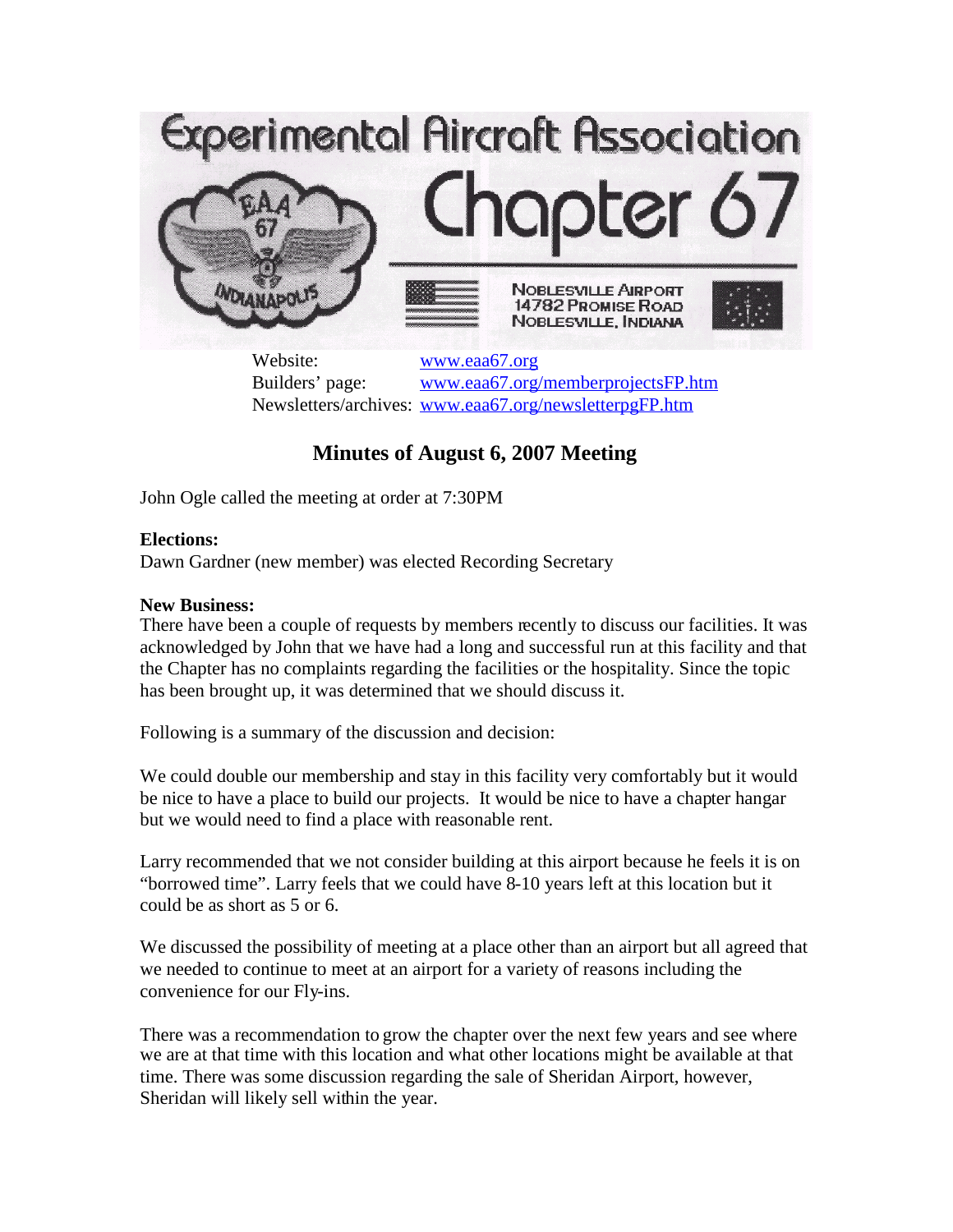# Experimental Aircraft Association

# Chapter 67

NOBLESVILLE AIRPORT
14782 PROMISE ROAD
NOBLESVILLE, INDIANA

Website: www.eaa67.org
Builders' page: www.eaa67.org/memberprojectsFP.htm
Newsletters/archives: www.eaa67.org/newsletterpgFP.htm

## Minutes of August 6, 2007 Meeting

John Ogle called the meeting at order at 7:30PM

**Elections:**
Dawn Gardner (new member) was elected Recording Secretary

**New Business:**
There have been a couple of requests by members recently to discuss our facilities. It was acknowledged by John that we have had a long and successful run at this facility and that the Chapter has no complaints regarding the facilities or the hospitality. Since the topic has been brought up, it was determined that we should discuss it.

Following is a summary of the discussion and decision:

We could double our membership and stay in this facility very comfortably but it would be nice to have a place to build our projects. It would be nice to have a chapter hangar but we would need to find a place with reasonable rent.

Larry recommended that we not consider building at this airport because he feels it is on "borrowed time". Larry feels that we could have 8-10 years left at this location but it could be as short as 5 or 6.

We discussed the possibility of meeting at a place other than an airport but all agreed that we needed to continue to meet at an airport for a variety of reasons including the convenience for our Fly-ins.

There was a recommendation to grow the chapter over the next few years and see where we are at that time with this location and what other locations might be available at that time. There was some discussion regarding the sale of Sheridan Airport, however, Sheridan will likely sell within the year.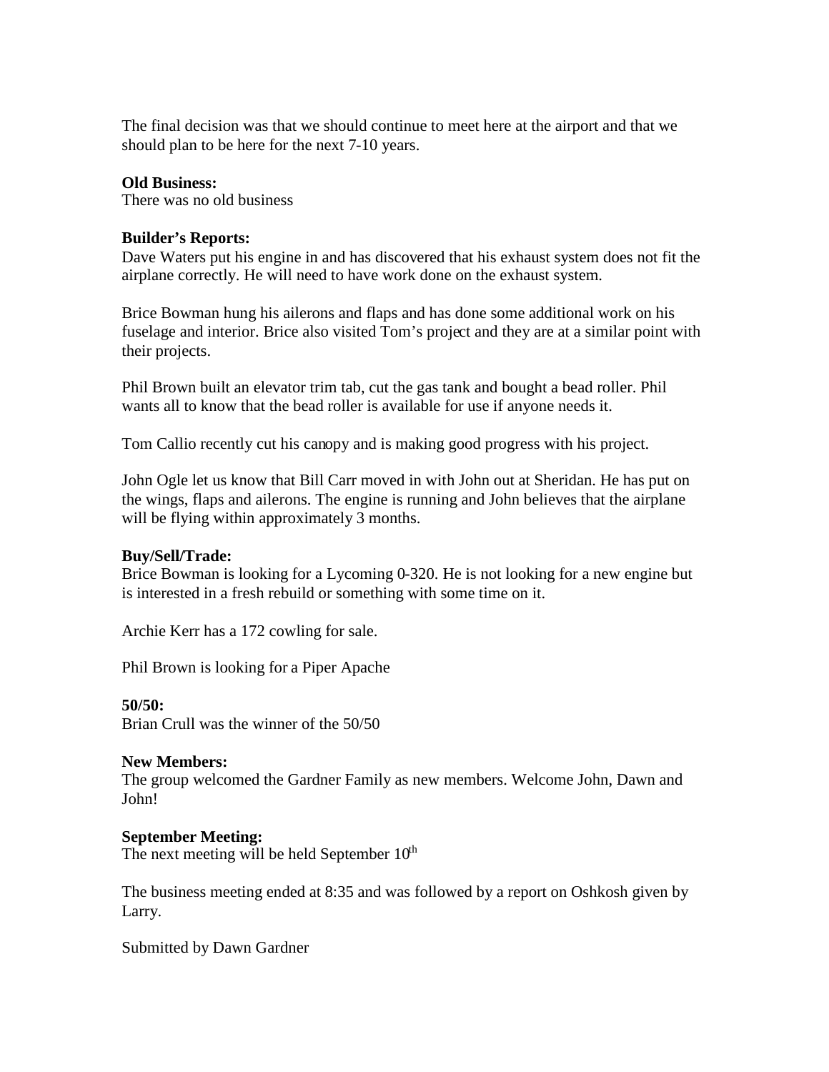The final decision was that we should continue to meet here at the airport and that we should plan to be here for the next 7-10 years.

**Old Business:**
There was no old business

**Builder's Reports:**
Dave Waters put his engine in and has discovered that his exhaust system does not fit the airplane correctly. He will need to have work done on the exhaust system.

Brice Bowman hung his ailerons and flaps and has done some additional work on his fuselage and interior. Brice also visited Tom's project and they are at a similar point with their projects.

Phil Brown built an elevator trim tab, cut the gas tank and bought a bead roller. Phil wants all to know that the bead roller is available for use if anyone needs it.

Tom Callio recently cut his canopy and is making good progress with his project.

John Ogle let us know that Bill Carr moved in with John out at Sheridan. He has put on the wings, flaps and ailerons. The engine is running and John believes that the airplane will be flying within approximately 3 months.

**Buy/Sell/Trade:**
Brice Bowman is looking for a Lycoming 0-320. He is not looking for a new engine but is interested in a fresh rebuild or something with some time on it.

Archie Kerr has a 172 cowling for sale.

Phil Brown is looking for a Piper Apache

**50/50:**
Brian Crull was the winner of the 50/50

**New Members:**
The group welcomed the Gardner Family as new members. Welcome John, Dawn and John!

**September Meeting:**
The next meeting will be held September 10th

The business meeting ended at 8:35 and was followed by a report on Oshkosh given by Larry.

Submitted by Dawn Gardner